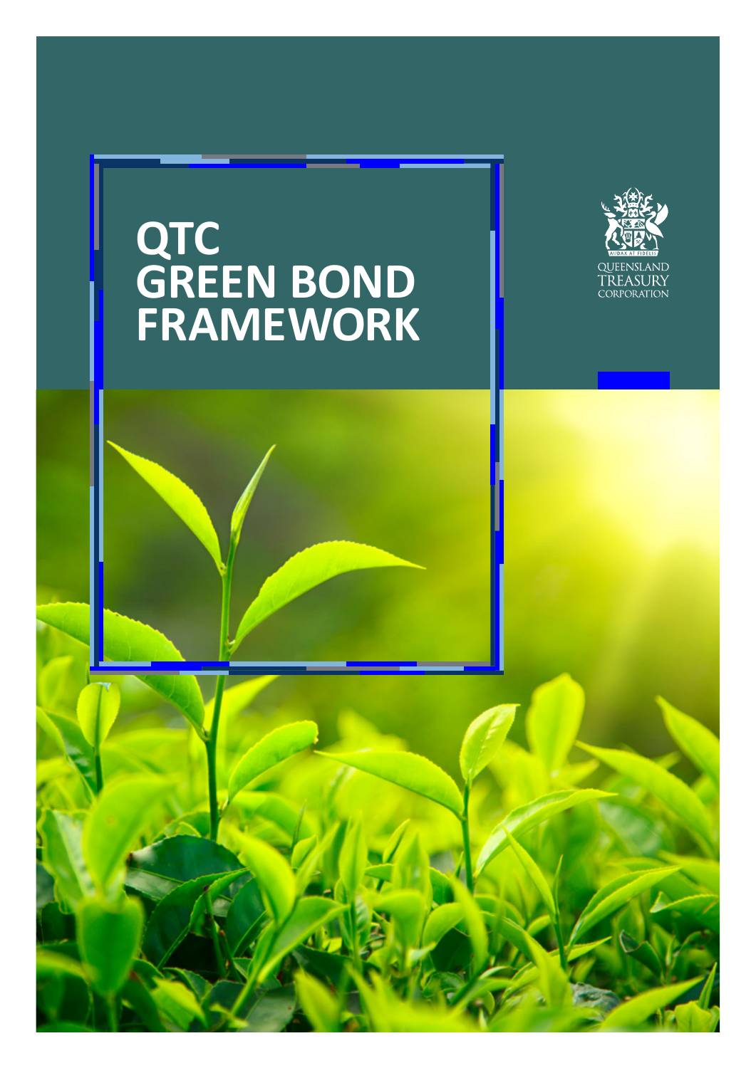# QTC GREEN BOND FRAMEWORK

AUDAX AT FIDELIS

QUEENSLAND TREASURY CORPORATION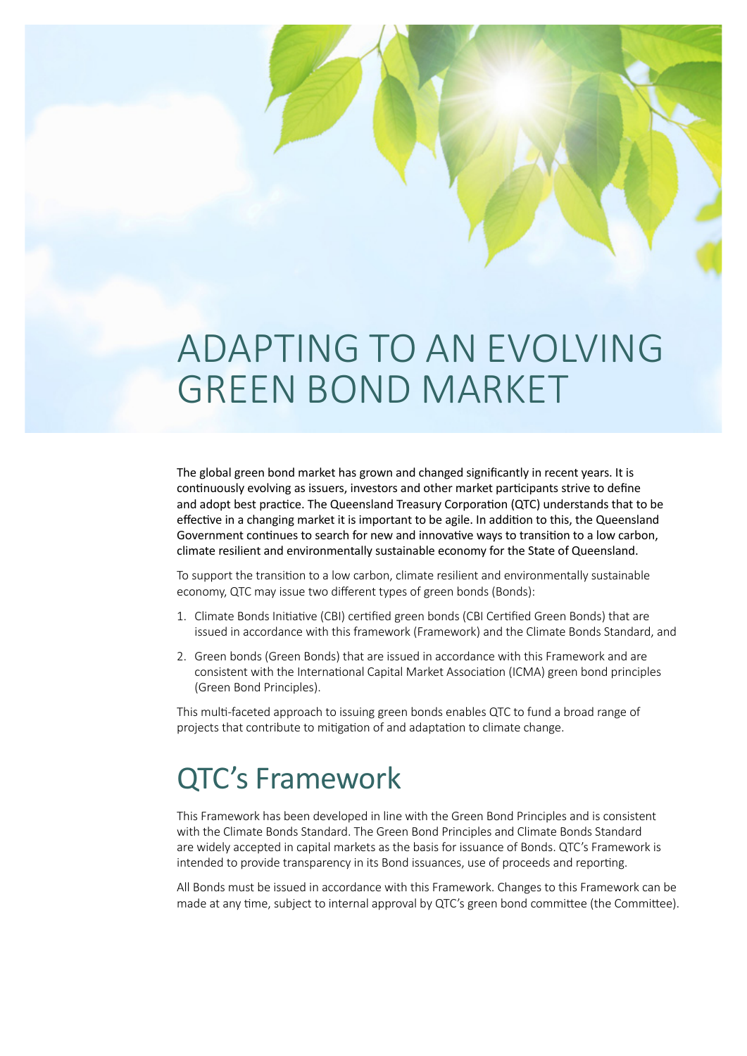# ADAPTING TO AN EVOLVING GREEN BOND MARKET

The global green bond market has grown and changed significantly in recent years. It is continuously evolving as issuers, investors and other market participants strive to define and adopt best practice. The Queensland Treasury Corporation (QTC) understands that to be effective in a changing market it is important to be agile. In addition to this, the Queensland Government continues to search for new and innovative ways to transition to a low carbon, climate resilient and environmentally sustainable economy for the State of Queensland.

To support the transition to a low carbon, climate resilient and environmentally sustainable economy, QTC may issue two different types of green bonds (Bonds):

1. Climate Bonds Initiative (CBI) certified green bonds (CBI Certified Green Bonds) that are issued in accordance with this framework (Framework) and the Climate Bonds Standard, and
2. Green bonds (Green Bonds) that are issued in accordance with this Framework and are consistent with the International Capital Market Association (ICMA) green bond principles (Green Bond Principles).

This multi-faceted approach to issuing green bonds enables QTC to fund a broad range of projects that contribute to mitigation of and adaptation to climate change.

## QTC's Framework

This Framework has been developed in line with the Green Bond Principles and is consistent with the Climate Bonds Standard. The Green Bond Principles and Climate Bonds Standard are widely accepted in capital markets as the basis for issuance of Bonds. QTC's Framework is intended to provide transparency in its Bond issuances, use of proceeds and reporting.

All Bonds must be issued in accordance with this Framework. Changes to this Framework can be made at any time, subject to internal approval by QTC's green bond committee (the Committee).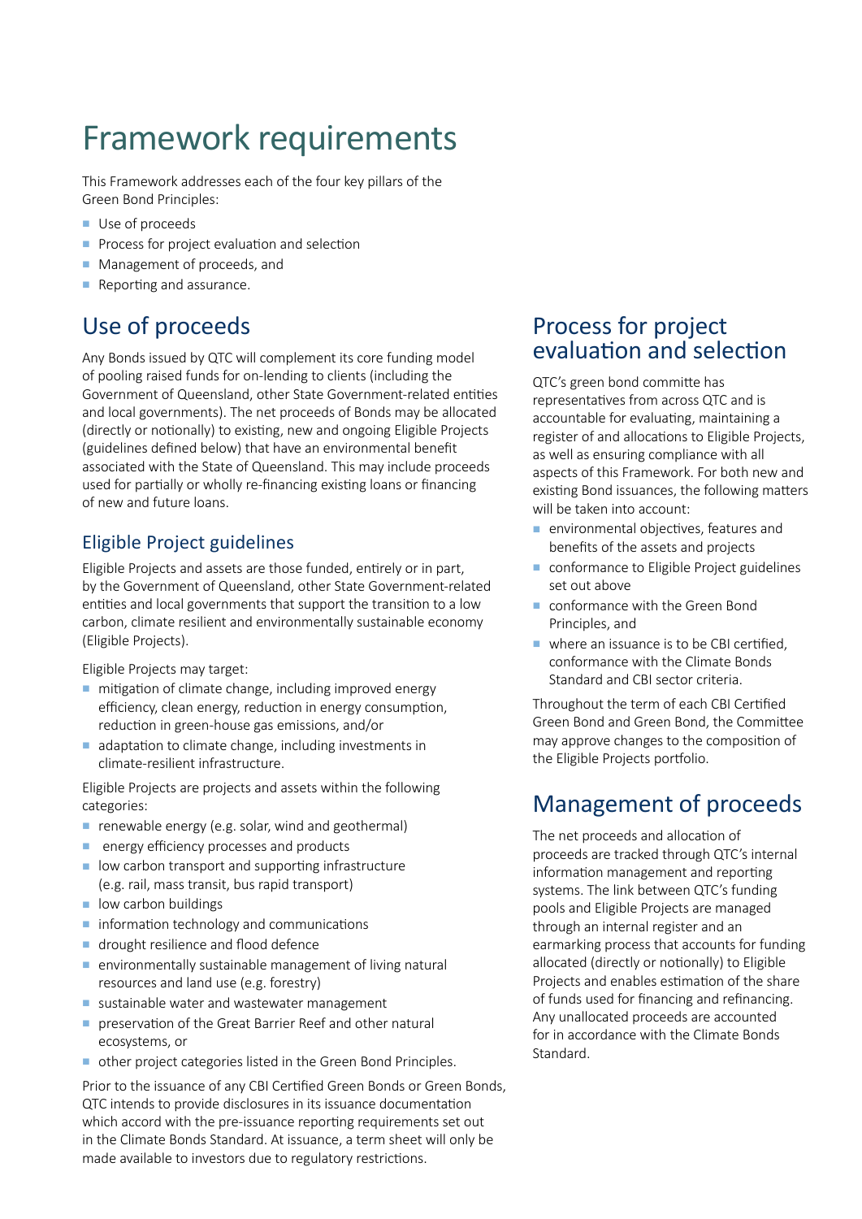# Framework requirements

This Framework addresses each of the four key pillars of the Green Bond Principles:

- Use of proceeds
- Process for project evaluation and selection
- Management of proceeds, and
- Reporting and assurance.

## Use of proceeds

Any Bonds issued by QTC will complement its core funding model of pooling raised funds for on-lending to clients (including the Government of Queensland, other State Government-related entities and local governments). The net proceeds of Bonds may be allocated (directly or notionally) to existing, new and ongoing Eligible Projects (guidelines defined below) that have an environmental benefit associated with the State of Queensland. This may include proceeds used for partially or wholly re-financing existing loans or financing of new and future loans.

### Eligible Project guidelines

Eligible Projects and assets are those funded, entirely or in part, by the Government of Queensland, other State Government-related entities and local governments that support the transition to a low carbon, climate resilient and environmentally sustainable economy (Eligible Projects).

Eligible Projects may target:

- mitigation of climate change, including improved energy efficiency, clean energy, reduction in energy consumption, reduction in green-house gas emissions, and/or
- adaptation to climate change, including investments in climate-resilient infrastructure.

Eligible Projects are projects and assets within the following categories:

- renewable energy (e.g. solar, wind and geothermal)
- energy efficiency processes and products
- low carbon transport and supporting infrastructure (e.g. rail, mass transit, bus rapid transport)
- low carbon buildings
- information technology and communications
- drought resilience and flood defence
- environmentally sustainable management of living natural resources and land use (e.g. forestry)
- sustainable water and wastewater management
- preservation of the Great Barrier Reef and other natural ecosystems, or
- other project categories listed in the Green Bond Principles.

Prior to the issuance of any CBI Certified Green Bonds or Green Bonds, QTC intends to provide disclosures in its issuance documentation which accord with the pre-issuance reporting requirements set out in the Climate Bonds Standard. At issuance, a term sheet will only be made available to investors due to regulatory restrictions.

## Process for project evaluation and selection

QTC's green bond committe has representatives from across QTC and is accountable for evaluating, maintaining a register of and allocations to Eligible Projects, as well as ensuring compliance with all aspects of this Framework. For both new and existing Bond issuances, the following matters will be taken into account:

- environmental objectives, features and benefits of the assets and projects
- conformance to Eligible Project guidelines set out above
- conformance with the Green Bond Principles, and
- where an issuance is to be CBI certified, conformance with the Climate Bonds Standard and CBI sector criteria.

Throughout the term of each CBI Certified Green Bond and Green Bond, the Committee may approve changes to the composition of the Eligible Projects portfolio.

## Management of proceeds

The net proceeds and allocation of proceeds are tracked through QTC's internal information management and reporting systems. The link between QTC's funding pools and Eligible Projects are managed through an internal register and an earmarking process that accounts for funding allocated (directly or notionally) to Eligible Projects and enables estimation of the share of funds used for financing and refinancing. Any unallocated proceeds are accounted for in accordance with the Climate Bonds Standard.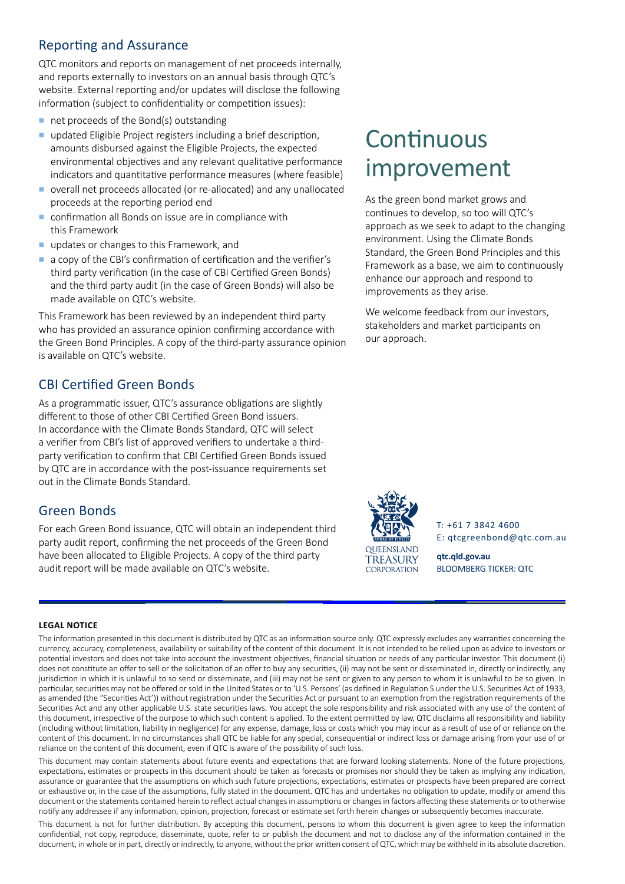## Reporting and Assurance

QTC monitors and reports on management of net proceeds internally, and reports externally to investors on an annual basis through QTC's website. External reporting and/or updates will disclose the following information (subject to confidentiality or competition issues):

- net proceeds of the Bond(s) outstanding
- updated Eligible Project registers including a brief description, amounts disbursed against the Eligible Projects, the expected environmental objectives and any relevant qualitative performance indicators and quantitative performance measures (where feasible)
- overall net proceeds allocated (or re-allocated) and any unallocated proceeds at the reporting period end
- confirmation all Bonds on issue are in compliance with this Framework
- updates or changes to this Framework, and
- a copy of the CBI's confirmation of certification and the verifier's third party verification (in the case of CBI Certified Green Bonds) and the third party audit (in the case of Green Bonds) will also be made available on QTC's website.

This Framework has been reviewed by an independent third party who has provided an assurance opinion confirming accordance with the Green Bond Principles. A copy of the third-party assurance opinion is available on QTC's website.

## CBI Certified Green Bonds

As a programmatic issuer, QTC's assurance obligations are slightly different to those of other CBI Certified Green Bond issuers. In accordance with the Climate Bonds Standard, QTC will select a verifier from CBI's list of approved verifiers to undertake a third-party verification to confirm that CBI Certified Green Bonds issued by QTC are in accordance with the post-issuance requirements set out in the Climate Bonds Standard.

## Green Bonds

For each Green Bond issuance, QTC will obtain an independent third party audit report, confirming the net proceeds of the Green Bond have been allocated to Eligible Projects. A copy of the third party audit report will be made available on QTC's website.

# Continuous improvement

As the green bond market grows and continues to develop, so too will QTC's approach as we seek to adapt to the changing environment. Using the Climate Bonds Standard, the Green Bond Principles and this Framework as a base, we aim to continuously enhance our approach and respond to improvements as they arise.

We welcome feedback from our investors, stakeholders and market participants on our approach.

QUEENSLAND TREASURY CORPORATION

T: +61 7 3842 4600
E: qtcgreenbond@qtc.com.au

**qtc.qld.gov.au**
BLOOMBERG TICKER: QTC

**LEGAL NOTICE**

The information presented in this document is distributed by QTC as an information source only. QTC expressly excludes any warranties concerning the currency, accuracy, completeness, availability or suitability of the content of this document. It is not intended to be relied upon as advice to investors or potential investors and does not take into account the investment objectives, financial situation or needs of any particular investor. This document (i) does not constitute an offer to sell or the solicitation of an offer to buy any securities, (ii) may not be sent or disseminated in, directly or indirectly, any jurisdiction in which it is unlawful to so send or disseminate, and (iii) may not be sent or given to any person to whom it is unlawful to be so given. In particular, securities may not be offered or sold in the United States or to 'U.S. Persons' (as defined in Regulation S under the U.S. Securities Act of 1933, as amended (the "Securities Act")) without registration under the Securities Act or pursuant to an exemption from the registration requirements of the Securities Act and any other applicable U.S. state securities laws. You accept the sole responsibility and risk associated with any use of the content of this document, irrespective of the purpose to which such content is applied. To the extent permitted by law, QTC disclaims all responsibility and liability (including without limitation, liability in negligence) for any expense, damage, loss or costs which you may incur as a result of use of or reliance on the content of this document. In no circumstances shall QTC be liable for any special, consequential or indirect loss or damage arising from your use of or reliance on the content of this document, even if QTC is aware of the possibility of such loss.

This document may contain statements about future events and expectations that are forward looking statements. None of the future projections, expectations, estimates or prospects in this document should be taken as forecasts or promises nor should they be taken as implying any indication, assurance or guarantee that the assumptions on which such future projections, expectations, estimates or prospects have been prepared are correct or exhaustive or, in the case of the assumptions, fully stated in the document. QTC has and undertakes no obligation to update, modify or amend this document or the statements contained herein to reflect actual changes in assumptions or changes in factors affecting these statements or to otherwise notify any addressee if any information, opinion, projection, forecast or estimate set forth herein changes or subsequently becomes inaccurate.

This document is not for further distribution. By accepting this document, persons to whom this document is given agree to keep the information confidential, not copy, reproduce, disseminate, quote, refer to or publish the document and not to disclose any of the information contained in the document, in whole or in part, directly or indirectly, to anyone, without the prior written consent of QTC, which may be withheld in its absolute discretion.